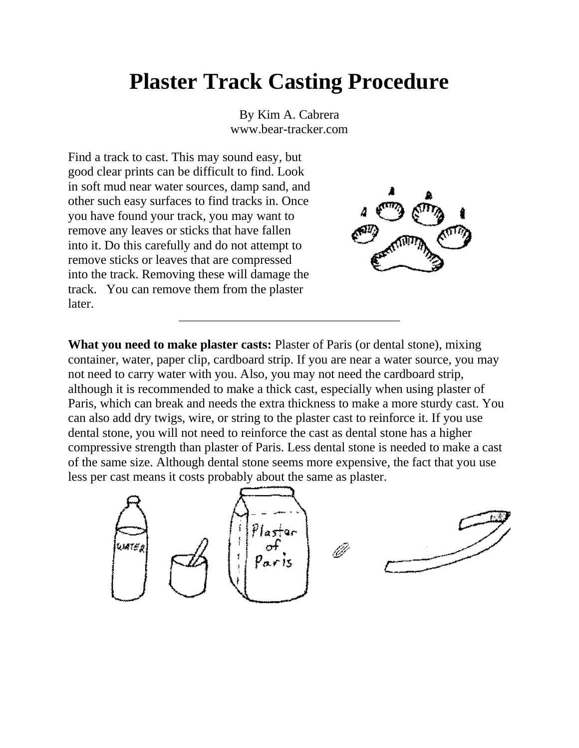# Plaster Track Casting Procedure

By Kim A. Cabrera
www.bear-tracker.com

Find a track to cast. This may sound easy, but good clear prints can be difficult to find. Look in soft mud near water sources, damp sand, and other such easy surfaces to find tracks in. Once you have found your track, you may want to remove any leaves or sticks that have fallen into it. Do this carefully and do not attempt to remove sticks or leaves that are compressed into the track. Removing these will damage the track. You can remove them from the plaster later.

---

**What you need to make plaster casts:** Plaster of Paris (or dental stone), mixing container, water, paper clip, cardboard strip. If you are near a water source, you may not need to carry water with you. Also, you may not need the cardboard strip, although it is recommended to make a thick cast, especially when using plaster of Paris, which can break and needs the extra thickness to make a more sturdy cast. You can also add dry twigs, wire, or string to the plaster cast to reinforce it. If you use dental stone, you will not need to reinforce the cast as dental stone has a higher compressive strength than plaster of Paris. Less dental stone is needed to make a cast of the same size. Although dental stone seems more expensive, the fact that you use less per cast means it costs probably about the same as plaster.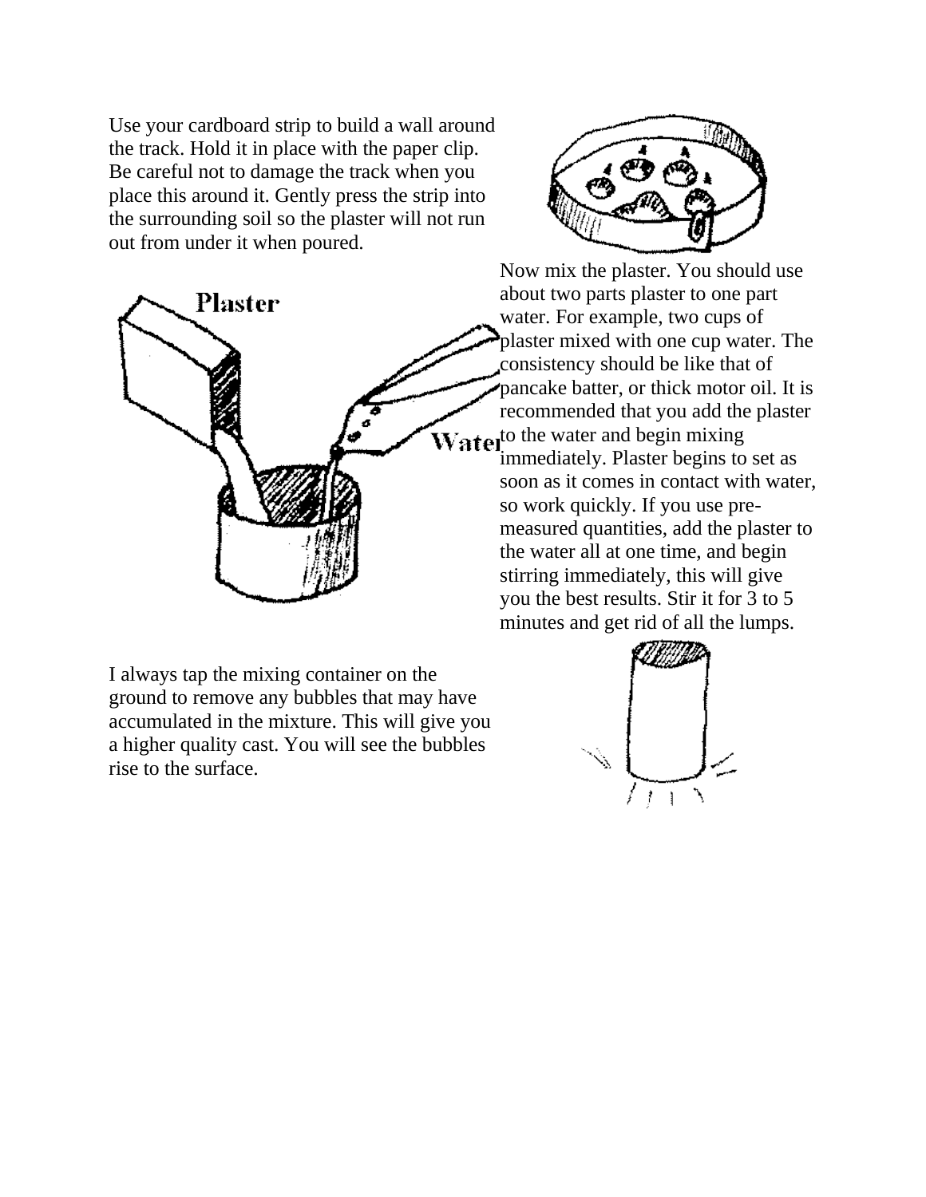Use your cardboard strip to build a wall around the track. Hold it in place with the paper clip. Be careful not to damage the track when you place this around it. Gently press the strip into the surrounding soil so the plaster will not run out from under it when poured.

Plaster

Water

Now mix the plaster. You should use about two parts plaster to one part water. For example, two cups of plaster mixed with one cup water. The consistency should be like that of pancake batter, or thick motor oil. It is recommended that you add the plaster to the water and begin mixing immediately. Plaster begins to set as soon as it comes in contact with water, so work quickly. If you use pre-measured quantities, add the plaster to the water all at one time, and begin stirring immediately, this will give you the best results. Stir it for 3 to 5 minutes and get rid of all the lumps.

I always tap the mixing container on the ground to remove any bubbles that may have accumulated in the mixture. This will give you a higher quality cast. You will see the bubbles rise to the surface.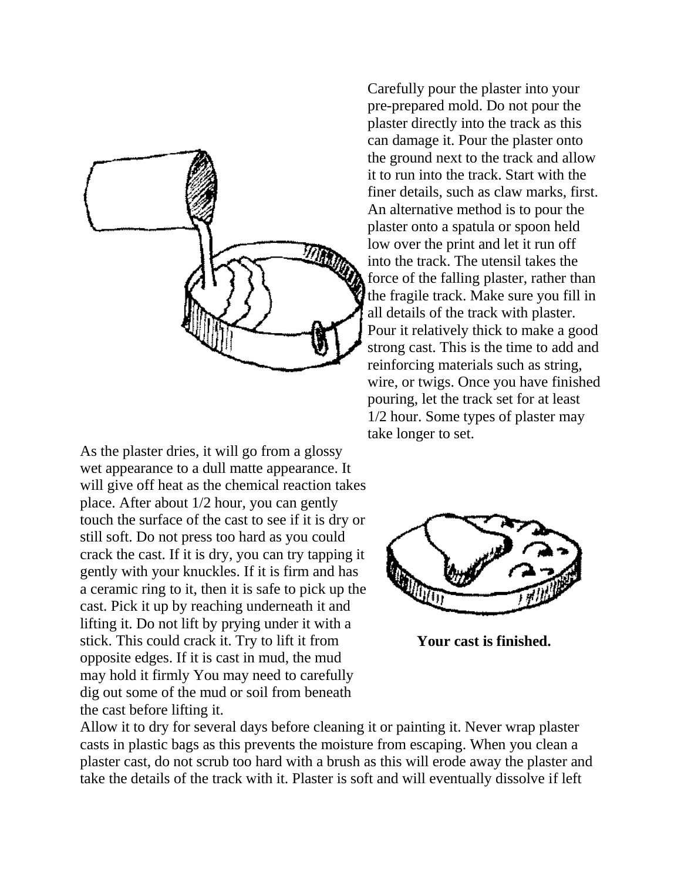Carefully pour the plaster into your pre-prepared mold. Do not pour the plaster directly into the track as this can damage it. Pour the plaster onto the ground next to the track and allow it to run into the track. Start with the finer details, such as claw marks, first. An alternative method is to pour the plaster onto a spatula or spoon held low over the print and let it run off into the track. The utensil takes the force of the falling plaster, rather than the fragile track. Make sure you fill in all details of the track with plaster. Pour it relatively thick to make a good strong cast. This is the time to add and reinforcing materials such as string, wire, or twigs. Once you have finished pouring, let the track set for at least 1/2 hour. Some types of plaster may take longer to set.

As the plaster dries, it will go from a glossy wet appearance to a dull matte appearance. It will give off heat as the chemical reaction takes place. After about 1/2 hour, you can gently touch the surface of the cast to see if it is dry or still soft. Do not press too hard as you could crack the cast. If it is dry, you can try tapping it gently with your knuckles. If it is firm and has a ceramic ring to it, then it is safe to pick up the cast. Pick it up by reaching underneath it and lifting it. Do not lift by prying under it with a stick. This could crack it. Try to lift it from opposite edges. If it is cast in mud, the mud may hold it firmly You may need to carefully dig out some of the mud or soil from beneath the cast before lifting it.

**Your cast is finished.**

Allow it to dry for several days before cleaning it or painting it. Never wrap plaster casts in plastic bags as this prevents the moisture from escaping. When you clean a plaster cast, do not scrub too hard with a brush as this will erode away the plaster and take the details of the track with it. Plaster is soft and will eventually dissolve if left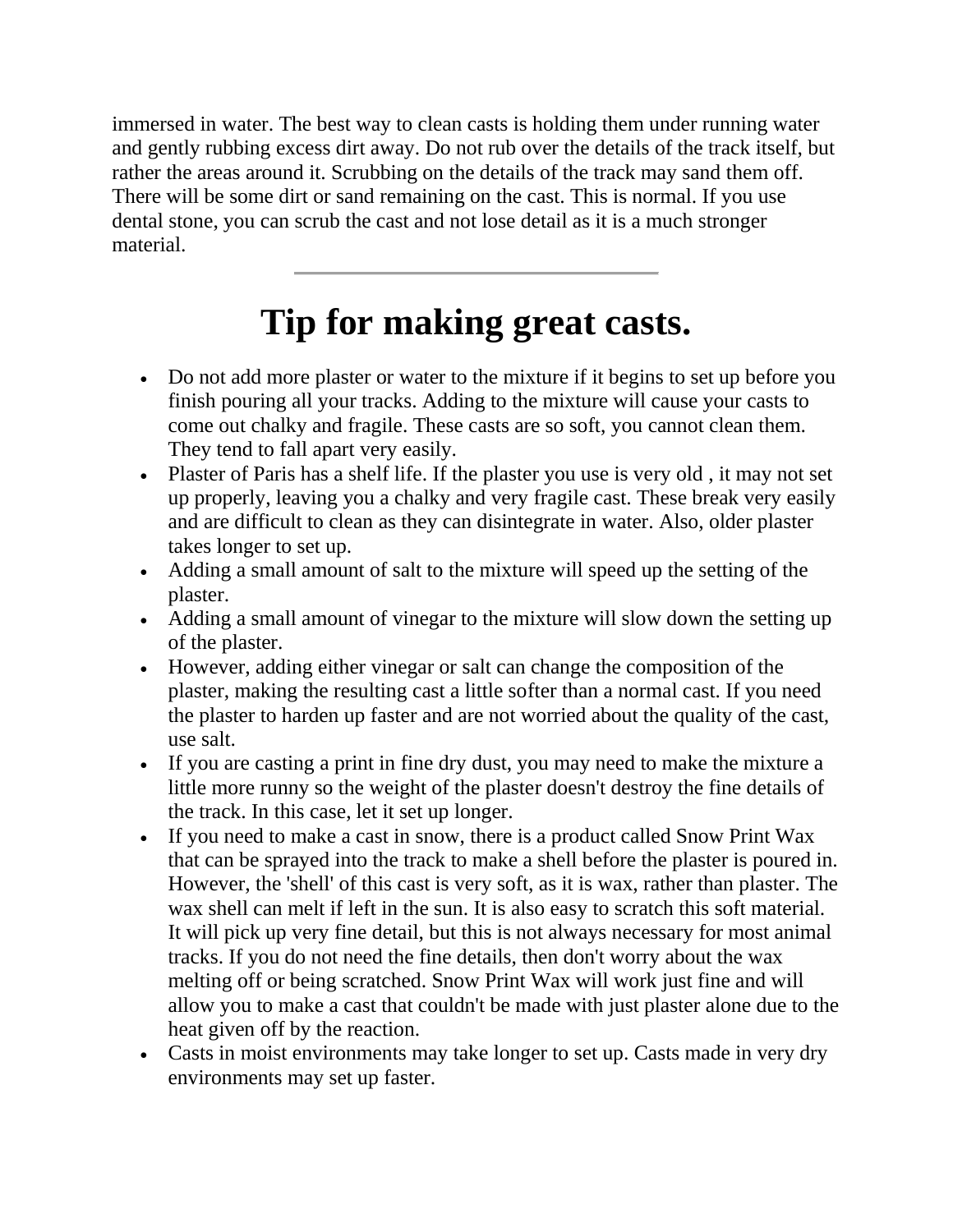immersed in water. The best way to clean casts is holding them under running water and gently rubbing excess dirt away. Do not rub over the details of the track itself, but rather the areas around it. Scrubbing on the details of the track may sand them off. There will be some dirt or sand remaining on the cast. This is normal. If you use dental stone, you can scrub the cast and not lose detail as it is a much stronger material.

---

# Tip for making great casts.

- Do not add more plaster or water to the mixture if it begins to set up before you finish pouring all your tracks. Adding to the mixture will cause your casts to come out chalky and fragile. These casts are so soft, you cannot clean them. They tend to fall apart very easily.
- Plaster of Paris has a shelf life. If the plaster you use is very old , it may not set up properly, leaving you a chalky and very fragile cast. These break very easily and are difficult to clean as they can disintegrate in water. Also, older plaster takes longer to set up.
- Adding a small amount of salt to the mixture will speed up the setting of the plaster.
- Adding a small amount of vinegar to the mixture will slow down the setting up of the plaster.
- However, adding either vinegar or salt can change the composition of the plaster, making the resulting cast a little softer than a normal cast. If you need the plaster to harden up faster and are not worried about the quality of the cast, use salt.
- If you are casting a print in fine dry dust, you may need to make the mixture a little more runny so the weight of the plaster doesn't destroy the fine details of the track. In this case, let it set up longer.
- If you need to make a cast in snow, there is a product called Snow Print Wax that can be sprayed into the track to make a shell before the plaster is poured in. However, the 'shell' of this cast is very soft, as it is wax, rather than plaster. The wax shell can melt if left in the sun. It is also easy to scratch this soft material. It will pick up very fine detail, but this is not always necessary for most animal tracks. If you do not need the fine details, then don't worry about the wax melting off or being scratched. Snow Print Wax will work just fine and will allow you to make a cast that couldn't be made with just plaster alone due to the heat given off by the reaction.
- Casts in moist environments may take longer to set up. Casts made in very dry environments may set up faster.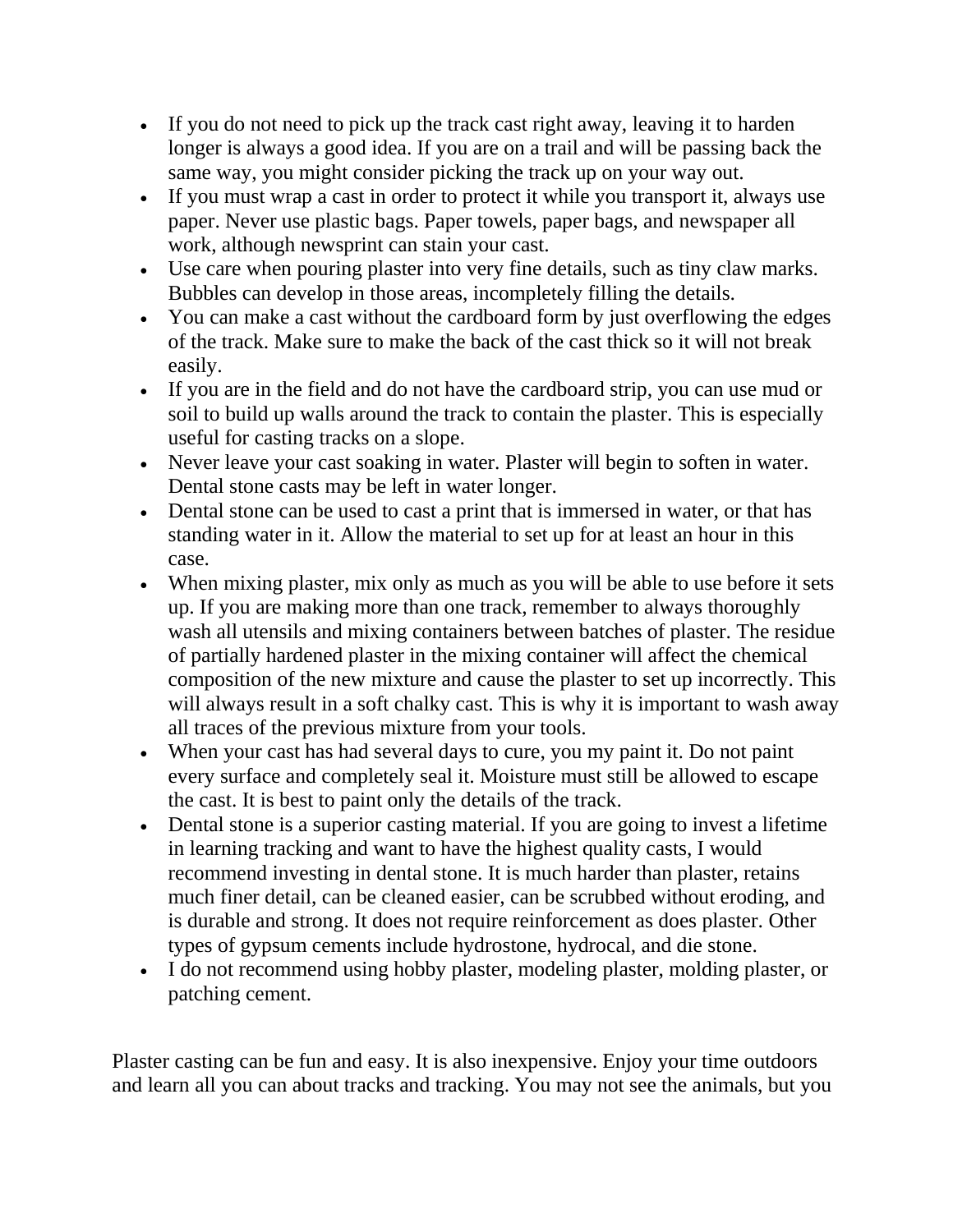- If you do not need to pick up the track cast right away, leaving it to harden longer is always a good idea. If you are on a trail and will be passing back the same way, you might consider picking the track up on your way out.
- If you must wrap a cast in order to protect it while you transport it, always use paper. Never use plastic bags. Paper towels, paper bags, and newspaper all work, although newsprint can stain your cast.
- Use care when pouring plaster into very fine details, such as tiny claw marks. Bubbles can develop in those areas, incompletely filling the details.
- You can make a cast without the cardboard form by just overflowing the edges of the track. Make sure to make the back of the cast thick so it will not break easily.
- If you are in the field and do not have the cardboard strip, you can use mud or soil to build up walls around the track to contain the plaster. This is especially useful for casting tracks on a slope.
- Never leave your cast soaking in water. Plaster will begin to soften in water. Dental stone casts may be left in water longer.
- Dental stone can be used to cast a print that is immersed in water, or that has standing water in it. Allow the material to set up for at least an hour in this case.
- When mixing plaster, mix only as much as you will be able to use before it sets up. If you are making more than one track, remember to always thoroughly wash all utensils and mixing containers between batches of plaster. The residue of partially hardened plaster in the mixing container will affect the chemical composition of the new mixture and cause the plaster to set up incorrectly. This will always result in a soft chalky cast. This is why it is important to wash away all traces of the previous mixture from your tools.
- When your cast has had several days to cure, you my paint it. Do not paint every surface and completely seal it. Moisture must still be allowed to escape the cast. It is best to paint only the details of the track.
- Dental stone is a superior casting material. If you are going to invest a lifetime in learning tracking and want to have the highest quality casts, I would recommend investing in dental stone. It is much harder than plaster, retains much finer detail, can be cleaned easier, can be scrubbed without eroding, and is durable and strong. It does not require reinforcement as does plaster. Other types of gypsum cements include hydrostone, hydrocal, and die stone.
- I do not recommend using hobby plaster, modeling plaster, molding plaster, or patching cement.

Plaster casting can be fun and easy. It is also inexpensive. Enjoy your time outdoors and learn all you can about tracks and tracking. You may not see the animals, but you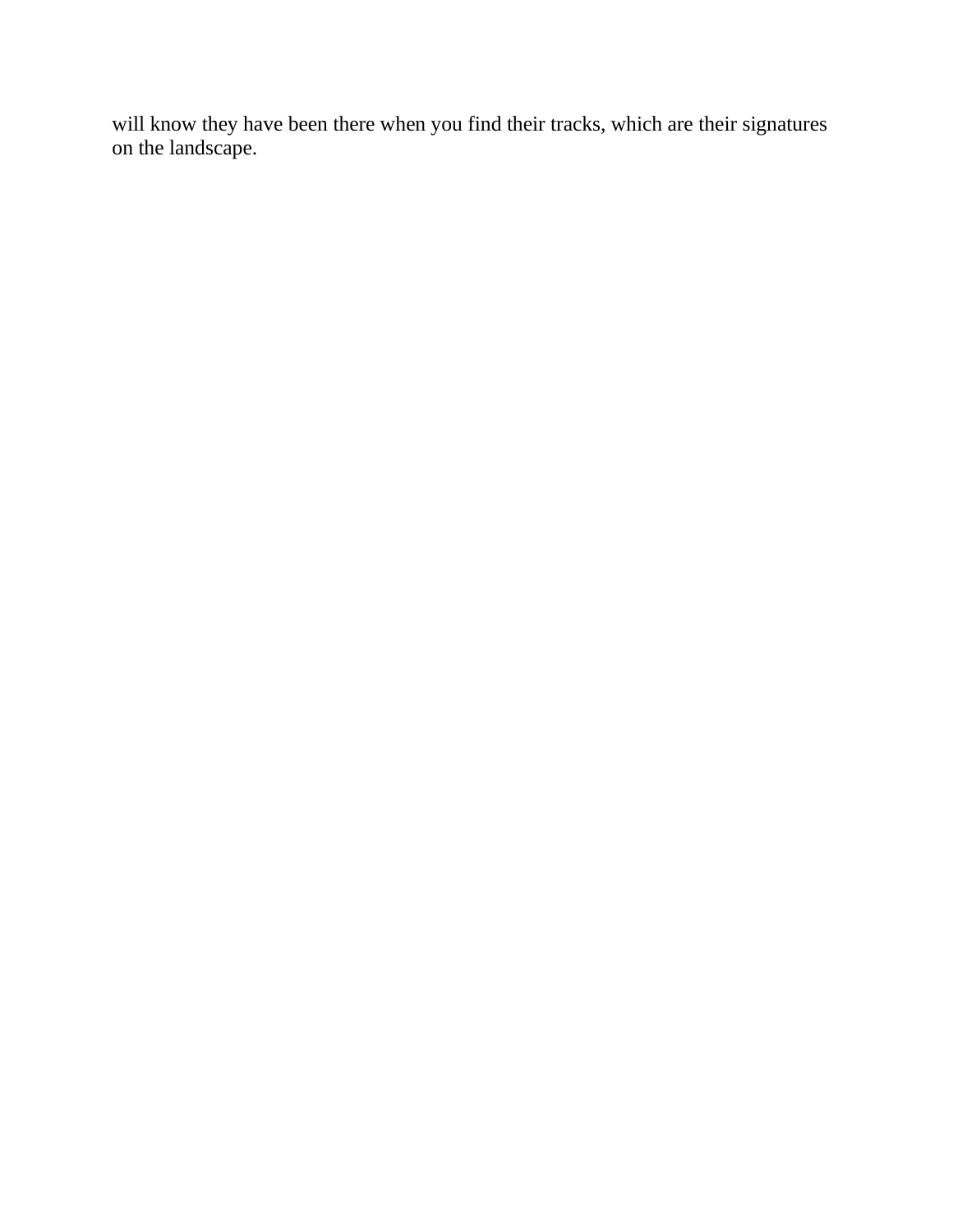will know they have been there when you find their tracks, which are their signatures on the landscape.